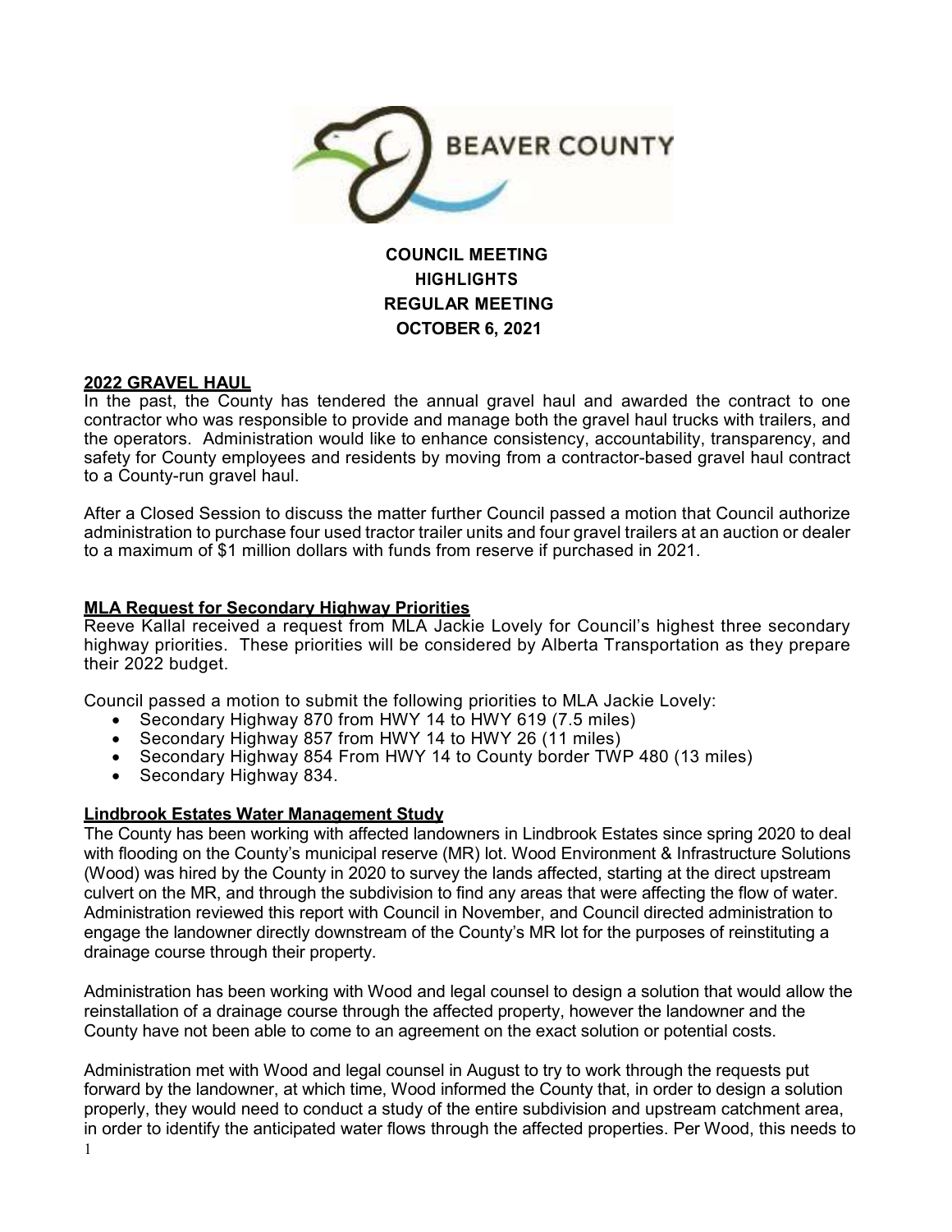BEAVER COUNTY

**COUNCIL MEETING**
**HIGHLIGHTS**
**REGULAR MEETING**
**OCTOBER 6, 2021**

## 2022 GRAVEL HAUL

In the past, the County has tendered the annual gravel haul and awarded the contract to one contractor who was responsible to provide and manage both the gravel haul trucks with trailers, and the operators. Administration would like to enhance consistency, accountability, transparency, and safety for County employees and residents by moving from a contractor-based gravel haul contract to a County-run gravel haul.

After a Closed Session to discuss the matter further Council passed a motion that Council authorize administration to purchase four used tractor trailer units and four gravel trailers at an auction or dealer to a maximum of $1 million dollars with funds from reserve if purchased in 2021.

## MLA Request for Secondary Highway Priorities

Reeve Kallal received a request from MLA Jackie Lovely for Council's highest three secondary highway priorities. These priorities will be considered by Alberta Transportation as they prepare their 2022 budget.

Council passed a motion to submit the following priorities to MLA Jackie Lovely:

- Secondary Highway 870 from HWY 14 to HWY 619 (7.5 miles)
- Secondary Highway 857 from HWY 14 to HWY 26 (11 miles)
- Secondary Highway 854 From HWY 14 to County border TWP 480 (13 miles)
- Secondary Highway 834.

## Lindbrook Estates Water Management Study

The County has been working with affected landowners in Lindbrook Estates since spring 2020 to deal with flooding on the County's municipal reserve (MR) lot. Wood Environment & Infrastructure Solutions (Wood) was hired by the County in 2020 to survey the lands affected, starting at the direct upstream culvert on the MR, and through the subdivision to find any areas that were affecting the flow of water. Administration reviewed this report with Council in November, and Council directed administration to engage the landowner directly downstream of the County's MR lot for the purposes of reinstituting a drainage course through their property.

Administration has been working with Wood and legal counsel to design a solution that would allow the reinstallation of a drainage course through the affected property, however the landowner and the County have not been able to come to an agreement on the exact solution or potential costs.

Administration met with Wood and legal counsel in August to try to work through the requests put forward by the landowner, at which time, Wood informed the County that, in order to design a solution properly, they would need to conduct a study of the entire subdivision and upstream catchment area, in order to identify the anticipated water flows through the affected properties. Per Wood, this needs to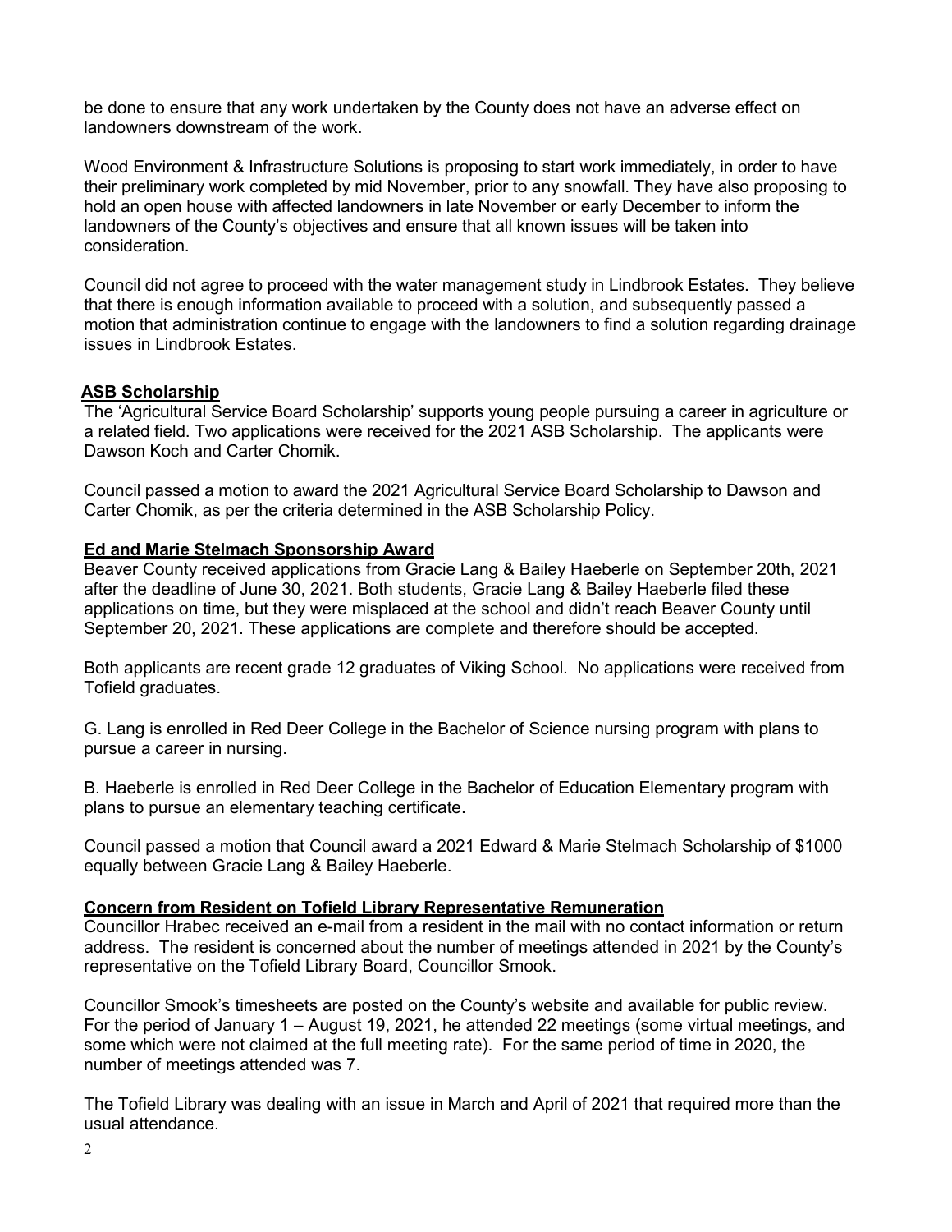be done to ensure that any work undertaken by the County does not have an adverse effect on landowners downstream of the work.

Wood Environment & Infrastructure Solutions is proposing to start work immediately, in order to have their preliminary work completed by mid November, prior to any snowfall. They have also proposing to hold an open house with affected landowners in late November or early December to inform the landowners of the County's objectives and ensure that all known issues will be taken into consideration.

Council did not agree to proceed with the water management study in Lindbrook Estates. They believe that there is enough information available to proceed with a solution, and subsequently passed a motion that administration continue to engage with the landowners to find a solution regarding drainage issues in Lindbrook Estates.

**ASB Scholarship**

The 'Agricultural Service Board Scholarship' supports young people pursuing a career in agriculture or a related field. Two applications were received for the 2021 ASB Scholarship. The applicants were Dawson Koch and Carter Chomik.

Council passed a motion to award the 2021 Agricultural Service Board Scholarship to Dawson and Carter Chomik, as per the criteria determined in the ASB Scholarship Policy.

**Ed and Marie Stelmach Sponsorship Award**

Beaver County received applications from Gracie Lang & Bailey Haeberle on September 20th, 2021 after the deadline of June 30, 2021. Both students, Gracie Lang & Bailey Haeberle filed these applications on time, but they were misplaced at the school and didn't reach Beaver County until September 20, 2021. These applications are complete and therefore should be accepted.

Both applicants are recent grade 12 graduates of Viking School. No applications were received from Tofield graduates.

G. Lang is enrolled in Red Deer College in the Bachelor of Science nursing program with plans to pursue a career in nursing.

B. Haeberle is enrolled in Red Deer College in the Bachelor of Education Elementary program with plans to pursue an elementary teaching certificate.

Council passed a motion that Council award a 2021 Edward & Marie Stelmach Scholarship of $1000 equally between Gracie Lang & Bailey Haeberle.

**Concern from Resident on Tofield Library Representative Remuneration**

Councillor Hrabec received an e-mail from a resident in the mail with no contact information or return address. The resident is concerned about the number of meetings attended in 2021 by the County's representative on the Tofield Library Board, Councillor Smook.

Councillor Smook's timesheets are posted on the County's website and available for public review. For the period of January 1 – August 19, 2021, he attended 22 meetings (some virtual meetings, and some which were not claimed at the full meeting rate). For the same period of time in 2020, the number of meetings attended was 7.

The Tofield Library was dealing with an issue in March and April of 2021 that required more than the usual attendance.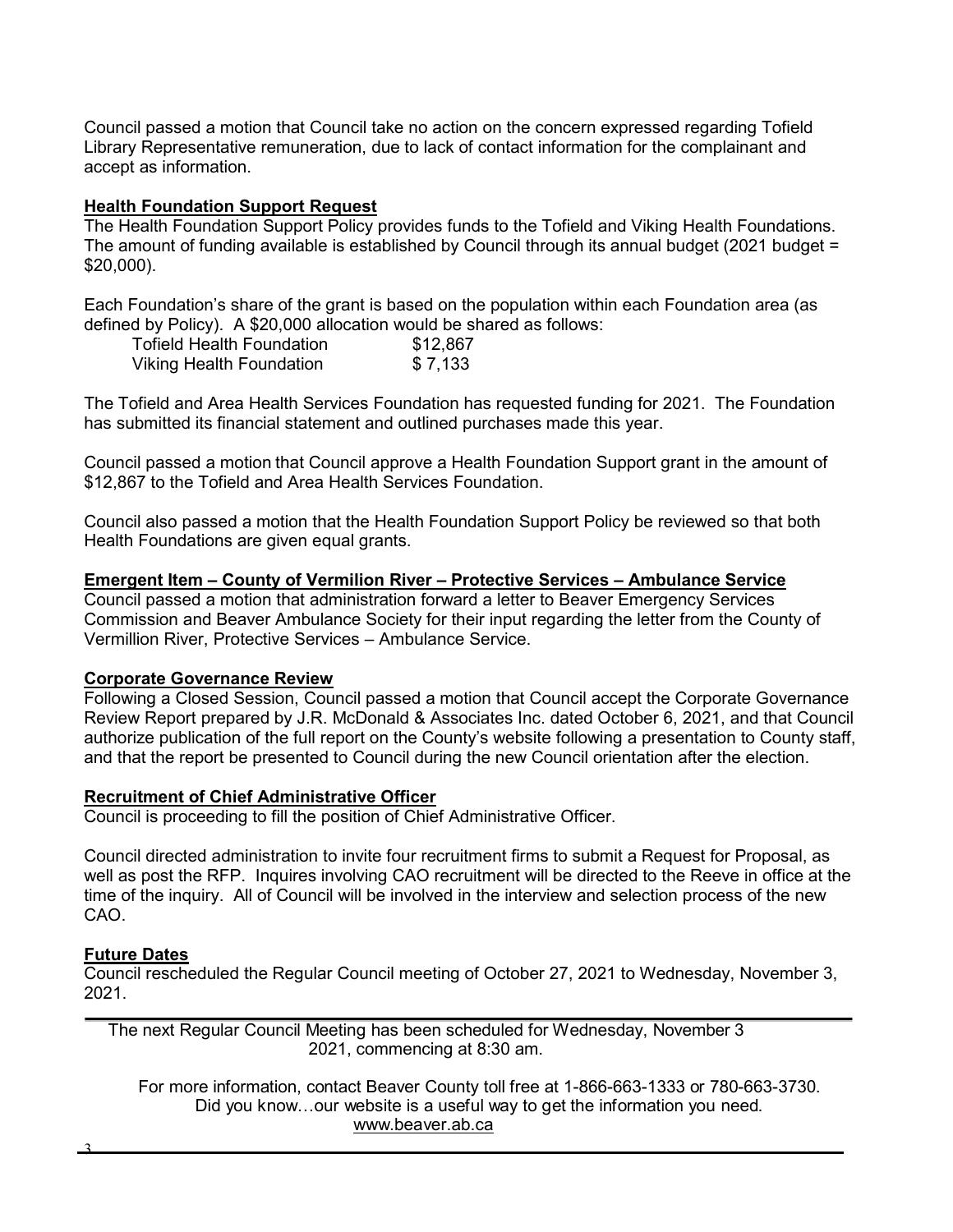Council passed a motion that Council take no action on the concern expressed regarding Tofield Library Representative remuneration, due to lack of contact information for the complainant and accept as information.

**Health Foundation Support Request**

The Health Foundation Support Policy provides funds to the Tofield and Viking Health Foundations. The amount of funding available is established by Council through its annual budget (2021 budget = $20,000).

Each Foundation's share of the grant is based on the population within each Foundation area (as defined by Policy). A $20,000 allocation would be shared as follows:

| | |
|---|---|
| Tofield Health Foundation | $12,867 |
| Viking Health Foundation | $ 7,133 |

The Tofield and Area Health Services Foundation has requested funding for 2021. The Foundation has submitted its financial statement and outlined purchases made this year.

Council passed a motion that Council approve a Health Foundation Support grant in the amount of $12,867 to the Tofield and Area Health Services Foundation.

Council also passed a motion that the Health Foundation Support Policy be reviewed so that both Health Foundations are given equal grants.

**Emergent Item – County of Vermilion River – Protective Services – Ambulance Service**

Council passed a motion that administration forward a letter to Beaver Emergency Services Commission and Beaver Ambulance Society for their input regarding the letter from the County of Vermillion River, Protective Services – Ambulance Service.

**Corporate Governance Review**

Following a Closed Session, Council passed a motion that Council accept the Corporate Governance Review Report prepared by J.R. McDonald & Associates Inc. dated October 6, 2021, and that Council authorize publication of the full report on the County's website following a presentation to County staff, and that the report be presented to Council during the new Council orientation after the election.

**Recruitment of Chief Administrative Officer**

Council is proceeding to fill the position of Chief Administrative Officer.

Council directed administration to invite four recruitment firms to submit a Request for Proposal, as well as post the RFP. Inquires involving CAO recruitment will be directed to the Reeve in office at the time of the inquiry. All of Council will be involved in the interview and selection process of the new CAO.

**Future Dates**

Council rescheduled the Regular Council meeting of October 27, 2021 to Wednesday, November 3, 2021.

The next Regular Council Meeting has been scheduled for Wednesday, November 3 2021, commencing at 8:30 am.

For more information, contact Beaver County toll free at 1-866-663-1333 or 780-663-3730.
Did you know…our website is a useful way to get the information you need.
www.beaver.ab.ca